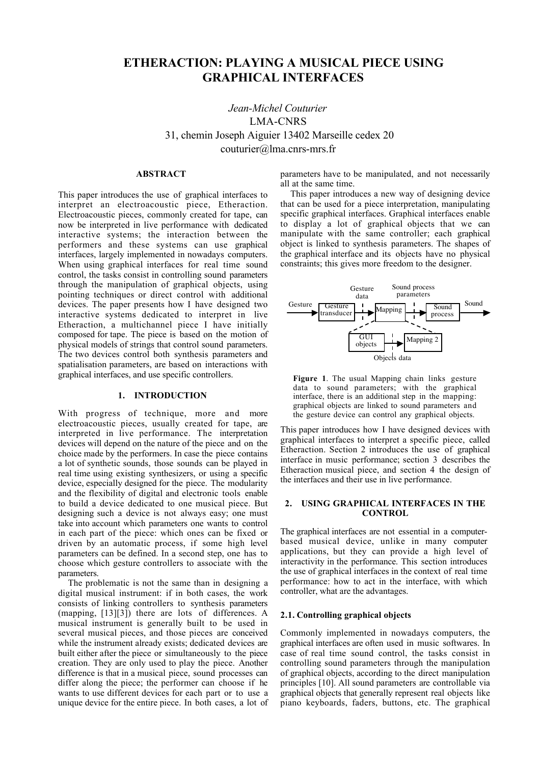# ETHERACTION: PLAYING A MUSICAL PIECE USING GRAPHICAL INTERFACES

*Jean-Michel Couturier*
LMA-CNRS
31, chemin Joseph Aiguier 13402 Marseille cedex 20
couturier@lma.cnrs-mrs.fr

## ABSTRACT

This paper introduces the use of graphical interfaces to interpret an electroacoustic piece, Etheraction. Electroacoustic pieces, commonly created for tape, can now be interpreted in live performance with dedicated interactive systems; the interaction between the performers and these systems can use graphical interfaces, largely implemented in nowadays computers. When using graphical interfaces for real time sound control, the tasks consist in controlling sound parameters through the manipulation of graphical objects, using pointing techniques or direct control with additional devices. The paper presents how I have designed two interactive systems dedicated to interpret in live Etheraction, a multichannel piece I have initially composed for tape. The piece is based on the motion of physical models of strings that control sound parameters. The two devices control both synthesis parameters and spatialisation parameters, are based on interactions with graphical interfaces, and use specific controllers.

## 1. INTRODUCTION

With progress of technique, more and more electroacoustic pieces, usually created for tape, are interpreted in live performance. The interpretation devices will depend on the nature of the piece and on the choice made by the performers. In case the piece contains a lot of synthetic sounds, those sounds can be played in real time using existing synthesizers, or using a specific device, especially designed for the piece. The modularity and the flexibility of digital and electronic tools enable to build a device dedicated to one musical piece. But designing such a device is not always easy; one must take into account which parameters one wants to control in each part of the piece: which ones can be fixed or driven by an automatic process, if some high level parameters can be defined. In a second step, one has to choose which gesture controllers to associate with the parameters.

The problematic is not the same than in designing a digital musical instrument: if in both cases, the work consists of linking controllers to synthesis parameters (mapping, [13][3]) there are lots of differences. A musical instrument is generally built to be used in several musical pieces, and those pieces are conceived while the instrument already exists; dedicated devices are built either after the piece or simultaneously to the piece creation. They are only used to play the piece. Another difference is that in a musical piece, sound processes can differ along the piece; the performer can choose if he wants to use different devices for each part or to use a unique device for the entire piece. In both cases, a lot of parameters have to be manipulated, and not necessarily all at the same time.

This paper introduces a new way of designing device that can be used for a piece interpretation, manipulating specific graphical interfaces. Graphical interfaces enable to display a lot of graphical objects that we can manipulate with the same controller; each graphical object is linked to synthesis parameters. The shapes of the graphical interface and its objects have no physical constraints; this gives more freedom to the designer.

**Figure 1**. The usual Mapping chain links gesture data to sound parameters; with the graphical interface, there is an additional step in the mapping: graphical objects are linked to sound parameters and the gesture device can control any graphical objects.

This paper introduces how I have designed devices with graphical interfaces to interpret a specific piece, called Etheraction. Section 2 introduces the use of graphical interface in music performance; section 3 describes the Etheraction musical piece, and section 4 the design of the interfaces and their use in live performance.

## 2. USING GRAPHICAL INTERFACES IN THE CONTROL

The graphical interfaces are not essential in a computer-based musical device, unlike in many computer applications, but they can provide a high level of interactivity in the performance. This section introduces the use of graphical interfaces in the context of real time performance: how to act in the interface, with which controller, what are the advantages.

### 2.1. Controlling graphical objects

Commonly implemented in nowadays computers, the graphical interfaces are often used in music softwares. In case of real time sound control, the tasks consist in controlling sound parameters through the manipulation of graphical objects, according to the direct manipulation principles [10]. All sound parameters are controllable via graphical objects that generally represent real objects like piano keyboards, faders, buttons, etc. The graphical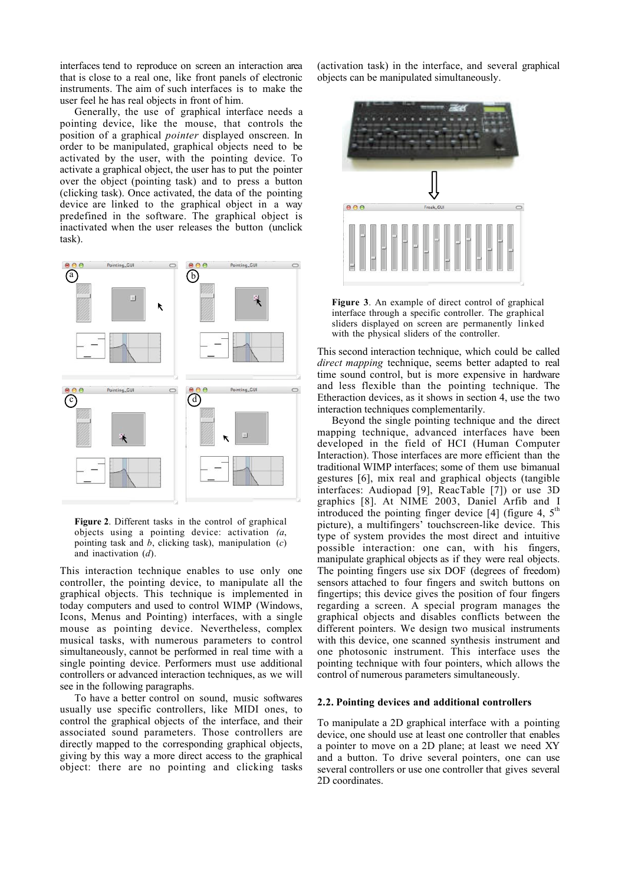interfaces tend to reproduce on screen an interaction area that is close to a real one, like front panels of electronic instruments. The aim of such interfaces is to make the user feel he has real objects in front of him.

Generally, the use of graphical interface needs a pointing device, like the mouse, that controls the position of a graphical *pointer* displayed onscreen. In order to be manipulated, graphical objects need to be activated by the user, with the pointing device. To activate a graphical object, the user has to put the pointer over the object (pointing task) and to press a button (clicking task). Once activated, the data of the pointing device are linked to the graphical object in a way predefined in the software. The graphical object is inactivated when the user releases the button (unclick task).

**Figure 2**. Different tasks in the control of graphical objects using a pointing device: activation *(a*, pointing task and *b*, clicking task), manipulation (*c*) and inactivation (*d*).

This interaction technique enables to use only one controller, the pointing device, to manipulate all the graphical objects. This technique is implemented in today computers and used to control WIMP (Windows, Icons, Menus and Pointing) interfaces, with a single mouse as pointing device. Nevertheless, complex musical tasks, with numerous parameters to control simultaneously, cannot be performed in real time with a single pointing device. Performers must use additional controllers or advanced interaction techniques, as we will see in the following paragraphs.

To have a better control on sound, music softwares usually use specific controllers, like MIDI ones, to control the graphical objects of the interface, and their associated sound parameters. Those controllers are directly mapped to the corresponding graphical objects, giving by this way a more direct access to the graphical object: there are no pointing and clicking tasks (activation task) in the interface, and several graphical objects can be manipulated simultaneously.

**Figure 3**. An example of direct control of graphical interface through a specific controller. The graphical sliders displayed on screen are permanently linked with the physical sliders of the controller.

This second interaction technique, which could be called *direct mapping* technique, seems better adapted to real time sound control, but is more expensive in hardware and less flexible than the pointing technique. The Etheraction devices, as it shows in section 4, use the two interaction techniques complementarily.

Beyond the single pointing technique and the direct mapping technique, advanced interfaces have been developed in the field of HCI (Human Computer Interaction). Those interfaces are more efficient than the traditional WIMP interfaces; some of them use bimanual gestures [6], mix real and graphical objects (tangible interfaces: Audiopad [9], ReacTable [7]) or use 3D graphics [8]. At NIME 2003, Daniel Arfib and I introduced the pointing finger device [4] (figure 4, 5th picture), a multifingers' touchscreen-like device. This type of system provides the most direct and intuitive possible interaction: one can, with his fingers, manipulate graphical objects as if they were real objects. The pointing fingers use six DOF (degrees of freedom) sensors attached to four fingers and switch buttons on fingertips; this device gives the position of four fingers regarding a screen. A special program manages the graphical objects and disables conflicts between the different pointers. We design two musical instruments with this device, one scanned synthesis instrument and one photosonic instrument. This interface uses the pointing technique with four pointers, which allows the control of numerous parameters simultaneously.

### 2.2. Pointing devices and additional controllers

To manipulate a 2D graphical interface with a pointing device, one should use at least one controller that enables a pointer to move on a 2D plane; at least we need XY and a button. To drive several pointers, one can use several controllers or use one controller that gives several 2D coordinates.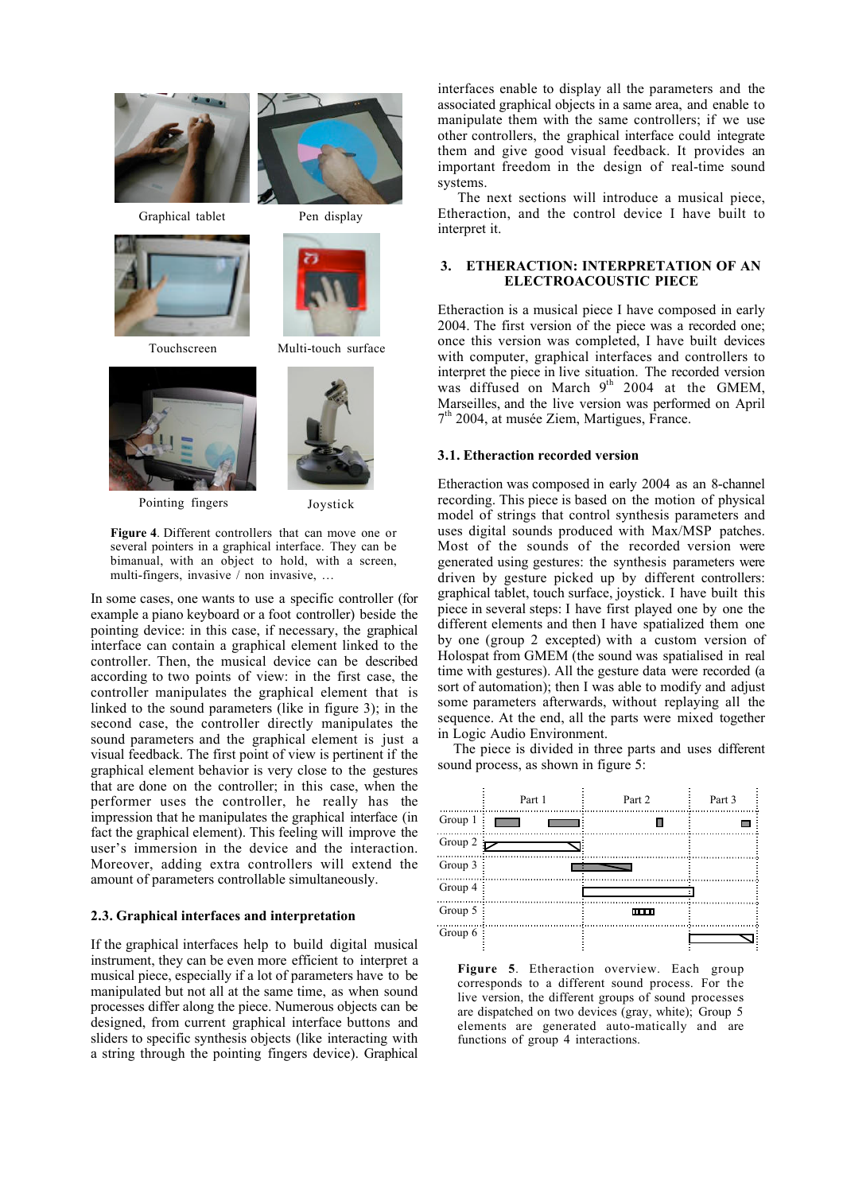Graphical tablet

Pen display

Touchscreen

Multi-touch surface

Pointing fingers

Joystick

**Figure 4**. Different controllers that can move one or several pointers in a graphical interface. They can be bimanual, with an object to hold, with a screen, multi-fingers, invasive / non invasive, …

In some cases, one wants to use a specific controller (for example a piano keyboard or a foot controller) beside the pointing device: in this case, if necessary, the graphical interface can contain a graphical element linked to the controller. Then, the musical device can be described according to two points of view: in the first case, the controller manipulates the graphical element that is linked to the sound parameters (like in figure 3); in the second case, the controller directly manipulates the sound parameters and the graphical element is just a visual feedback. The first point of view is pertinent if the graphical element behavior is very close to the gestures that are done on the controller; in this case, when the performer uses the controller, he really has the impression that he manipulates the graphical interface (in fact the graphical element). This feeling will improve the user's immersion in the device and the interaction. Moreover, adding extra controllers will extend the amount of parameters controllable simultaneously.

### 2.3. Graphical interfaces and interpretation

If the graphical interfaces help to build digital musical instrument, they can be even more efficient to interpret a musical piece, especially if a lot of parameters have to be manipulated but not all at the same time, as when sound processes differ along the piece. Numerous objects can be designed, from current graphical interface buttons and sliders to specific synthesis objects (like interacting with a string through the pointing fingers device). Graphical interfaces enable to display all the parameters and the associated graphical objects in a same area, and enable to manipulate them with the same controllers; if we use other controllers, the graphical interface could integrate them and give good visual feedback. It provides an important freedom in the design of real-time sound systems.

The next sections will introduce a musical piece, Etheraction, and the control device I have built to interpret it.

## 3. ETHERACTION: INTERPRETATION OF AN ELECTROACOUSTIC PIECE

Etheraction is a musical piece I have composed in early 2004. The first version of the piece was a recorded one; once this version was completed, I have built devices with computer, graphical interfaces and controllers to interpret the piece in live situation. The recorded version was diffused on March 9th 2004 at the GMEM, Marseilles, and the live version was performed on April 7th 2004, at musée Ziem, Martigues, France.

### 3.1. Etheraction recorded version

Etheraction was composed in early 2004 as an 8-channel recording. This piece is based on the motion of physical model of strings that control synthesis parameters and uses digital sounds produced with Max/MSP patches. Most of the sounds of the recorded version were generated using gestures: the synthesis parameters were driven by gesture picked up by different controllers: graphical tablet, touch surface, joystick. I have built this piece in several steps: I have first played one by one the different elements and then I have spatialized them one by one (group 2 excepted) with a custom version of Holospat from GMEM (the sound was spatialised in real time with gestures). All the gesture data were recorded (a sort of automation); then I was able to modify and adjust some parameters afterwards, without replaying all the sequence. At the end, all the parts were mixed together in Logic Audio Environment.

The piece is divided in three parts and uses different sound process, as shown in figure 5:

| | Part 1 | Part 2 | Part 3 |
|---|---|---|---|
| Group 1 | | | |
| Group 2 | | | |
| Group 3 | | | |
| Group 4 | | | |
| Group 5 | | | |
| Group 6 | | | |

**Figure 5**. Etheraction overview. Each group corresponds to a different sound process. For the live version, the different groups of sound processes are dispatched on two devices (gray, white); Group 5 elements are generated auto-matically and are functions of group 4 interactions.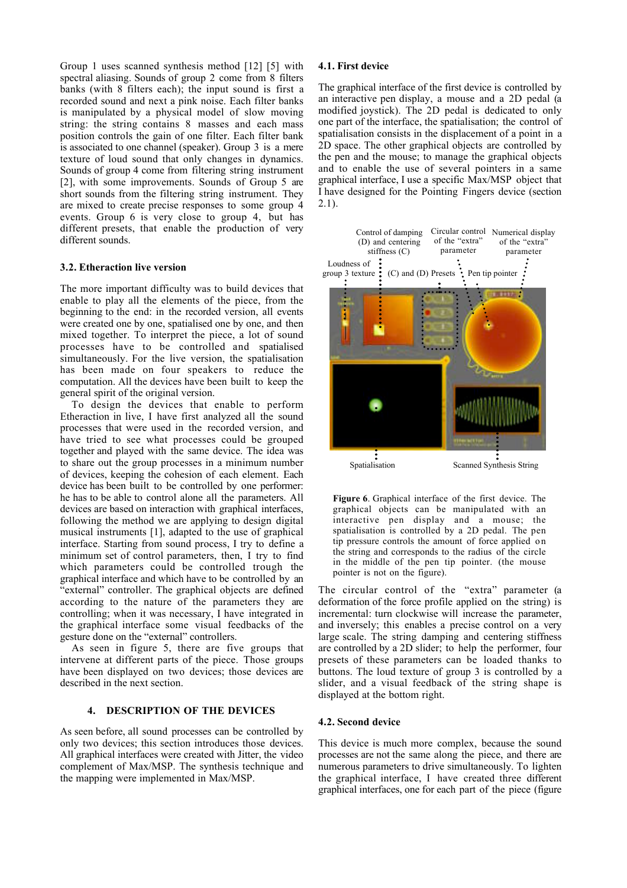Group 1 uses scanned synthesis method [12] [5] with spectral aliasing. Sounds of group 2 come from 8 filters banks (with 8 filters each); the input sound is first a recorded sound and next a pink noise. Each filter bank is manipulated by a physical model of slow moving string: the string contains 8 masses and each mass position controls the gain of one filter. Each filter bank is associated to one channel (speaker). Group 3 is a mere texture of loud sound that only changes in dynamics. Sounds of group 4 come from filtering string instrument [2], with some improvements. Sounds of Group 5 are short sounds from the filtering string instrument. They are mixed to create precise responses to some group 4 events. Group 6 is very close to group 4, but has different presets, that enable the production of very different sounds.

### 3.2. Etheraction live version

The more important difficulty was to build devices that enable to play all the elements of the piece, from the beginning to the end: in the recorded version, all events were created one by one, spatialised one by one, and then mixed together. To interpret the piece, a lot of sound processes have to be controlled and spatialised simultaneously. For the live version, the spatialisation has been made on four speakers to reduce the computation. All the devices have been built to keep the general spirit of the original version.

To design the devices that enable to perform Etheraction in live, I have first analyzed all the sound processes that were used in the recorded version, and have tried to see what processes could be grouped together and played with the same device. The idea was to share out the group processes in a minimum number of devices, keeping the cohesion of each element. Each device has been built to be controlled by one performer: he has to be able to control alone all the parameters. All devices are based on interaction with graphical interfaces, following the method we are applying to design digital musical instruments [1], adapted to the use of graphical interface. Starting from sound process, I try to define a minimum set of control parameters, then, I try to find which parameters could be controlled trough the graphical interface and which have to be controlled by an "external" controller. The graphical objects are defined according to the nature of the parameters they are controlling; when it was necessary, I have integrated in the graphical interface some visual feedbacks of the gesture done on the "external" controllers.

As seen in figure 5, there are five groups that intervene at different parts of the piece. Those groups have been displayed on two devices; those devices are described in the next section.

## 4. DESCRIPTION OF THE DEVICES

As seen before, all sound processes can be controlled by only two devices; this section introduces those devices. All graphical interfaces were created with Jitter, the video complement of Max/MSP. The synthesis technique and the mapping were implemented in Max/MSP.

### 4.1. First device

The graphical interface of the first device is controlled by an interactive pen display, a mouse and a 2D pedal (a modified joystick). The 2D pedal is dedicated to only one part of the interface, the spatialisation; the control of spatialisation consists in the displacement of a point in a 2D space. The other graphical objects are controlled by the pen and the mouse; to manage the graphical objects and to enable the use of several pointers in a same graphical interface, I use a specific Max/MSP object that I have designed for the Pointing Fingers device (section 2.1).

Control of damping (D) and centering stiffness (C) | Circular control of the "extra" parameter | Numerical display of the "extra" parameter | Loudness of group 3 texture | (C) and (D) Presets | Pen tip pointer | Spatialisation | Scanned Synthesis String

**Figure 6**. Graphical interface of the first device. The graphical objects can be manipulated with an interactive pen display and a mouse; the spatialisation is controlled by a 2D pedal. The pen tip pressure controls the amount of force applied on the string and corresponds to the radius of the circle in the middle of the pen tip pointer. (the mouse pointer is not on the figure).

The circular control of the "extra" parameter (a deformation of the force profile applied on the string) is incremental: turn clockwise will increase the parameter, and inversely; this enables a precise control on a very large scale. The string damping and centering stiffness are controlled by a 2D slider; to help the performer, four presets of these parameters can be loaded thanks to buttons. The loud texture of group 3 is controlled by a slider, and a visual feedback of the string shape is displayed at the bottom right.

### 4.2. Second device

This device is much more complex, because the sound processes are not the same along the piece, and there are numerous parameters to drive simultaneously. To lighten the graphical interface, I have created three different graphical interfaces, one for each part of the piece (figure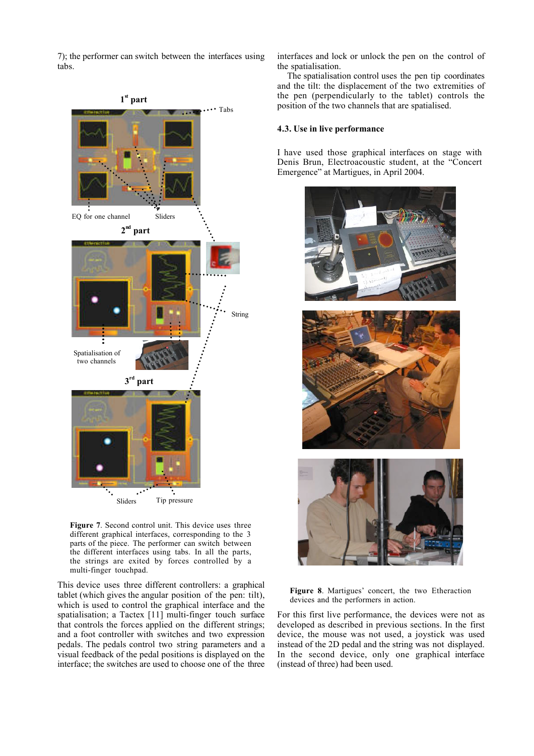7); the performer can switch between the interfaces using tabs.

**Figure 7**. Second control unit. This device uses three different graphical interfaces, corresponding to the 3 parts of the piece. The performer can switch between the different interfaces using tabs. In all the parts, the strings are exited by forces controlled by a multi-finger touchpad.

This device uses three different controllers: a graphical tablet (which gives the angular position of the pen: tilt), which is used to control the graphical interface and the spatialisation; a Tactex [11] multi-finger touch surface that controls the forces applied on the different strings; and a foot controller with switches and two expression pedals. The pedals control two string parameters and a visual feedback of the pedal positions is displayed on the interface; the switches are used to choose one of the three interfaces and lock or unlock the pen on the control of the spatialisation.

The spatialisation control uses the pen tip coordinates and the tilt: the displacement of the two extremities of the pen (perpendicularly to the tablet) controls the position of the two channels that are spatialised.

### 4.3. Use in live performance

I have used those graphical interfaces on stage with Denis Brun, Electroacoustic student, at the "Concert Emergence" at Martigues, in April 2004.

**Figure 8**. Martigues' concert, the two Etheraction devices and the performers in action.

For this first live performance, the devices were not as developed as described in previous sections. In the first device, the mouse was not used, a joystick was used instead of the 2D pedal and the string was not displayed. In the second device, only one graphical interface (instead of three) had been used.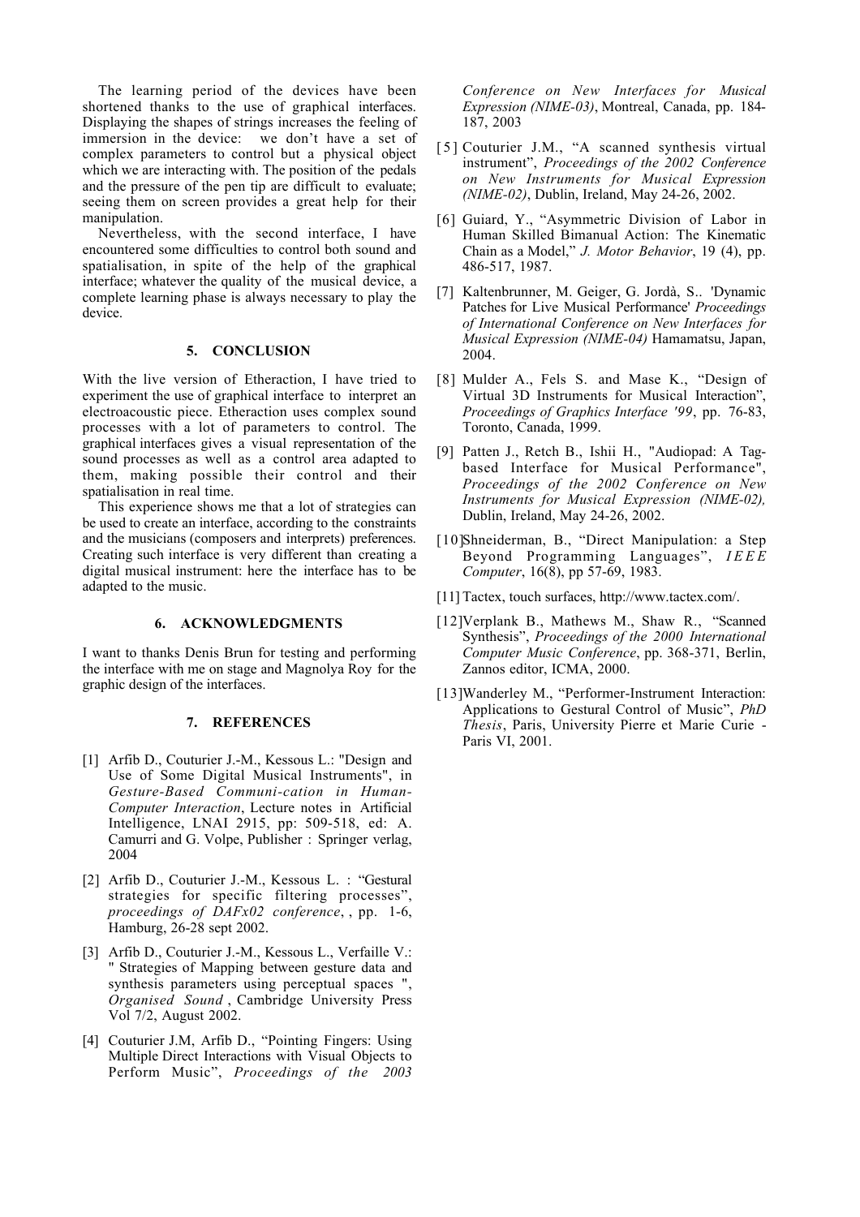The learning period of the devices have been shortened thanks to the use of graphical interfaces. Displaying the shapes of strings increases the feeling of immersion in the device: we don't have a set of complex parameters to control but a physical object which we are interacting with. The position of the pedals and the pressure of the pen tip are difficult to evaluate; seeing them on screen provides a great help for their manipulation.

Nevertheless, with the second interface, I have encountered some difficulties to control both sound and spatialisation, in spite of the help of the graphical interface; whatever the quality of the musical device, a complete learning phase is always necessary to play the device.

## 5. CONCLUSION

With the live version of Etheraction, I have tried to experiment the use of graphical interface to interpret an electroacoustic piece. Etheraction uses complex sound processes with a lot of parameters to control. The graphical interfaces gives a visual representation of the sound processes as well as a control area adapted to them, making possible their control and their spatialisation in real time.

This experience shows me that a lot of strategies can be used to create an interface, according to the constraints and the musicians (composers and interprets) preferences. Creating such interface is very different than creating a digital musical instrument: here the interface has to be adapted to the music.

## 6. ACKNOWLEDGMENTS

I want to thanks Denis Brun for testing and performing the interface with me on stage and Magnolya Roy for the graphic design of the interfaces.

## 7. REFERENCES

[1] Arfib D., Couturier J.-M., Kessous L.: "Design and Use of Some Digital Musical Instruments", in *Gesture-Based Communi-cation in Human-Computer Interaction*, Lecture notes in Artificial Intelligence, LNAI 2915, pp: 509-518, ed: A. Camurri and G. Volpe, Publisher : Springer verlag, 2004

[2] Arfib D., Couturier J.-M., Kessous L. : "Gestural strategies for specific filtering processes", *proceedings of DAFx02 conference*, , pp. 1-6, Hamburg, 26-28 sept 2002.

[3] Arfib D., Couturier J.-M., Kessous L., Verfaille V.: " Strategies of Mapping between gesture data and synthesis parameters using perceptual spaces ", *Organised Sound* , Cambridge University Press Vol 7/2, August 2002.

[4] Couturier J.M, Arfib D., "Pointing Fingers: Using Multiple Direct Interactions with Visual Objects to Perform Music", *Proceedings of the 2003 Conference on New Interfaces for Musical Expression (NIME-03)*, Montreal, Canada, pp. 184-187, 2003

[5] Couturier J.M., "A scanned synthesis virtual instrument", *Proceedings of the 2002 Conference on New Instruments for Musical Expression (NIME-02)*, Dublin, Ireland, May 24-26, 2002.

[6] Guiard, Y., "Asymmetric Division of Labor in Human Skilled Bimanual Action: The Kinematic Chain as a Model," *J. Motor Behavior*, 19 (4), pp. 486-517, 1987.

[7] Kaltenbrunner, M. Geiger, G. Jordà, S.. 'Dynamic Patches for Live Musical Performance' *Proceedings of International Conference on New Interfaces for Musical Expression (NIME-04)* Hamamatsu, Japan, 2004.

[8] Mulder A., Fels S. and Mase K., "Design of Virtual 3D Instruments for Musical Interaction", *Proceedings of Graphics Interface '99*, pp. 76-83, Toronto, Canada, 1999.

[9] Patten J., Retch B., Ishii H., "Audiopad: A Tag-based Interface for Musical Performance", *Proceedings of the 2002 Conference on New Instruments for Musical Expression (NIME-02),* Dublin, Ireland, May 24-26, 2002.

[10] Shneiderman, B., "Direct Manipulation: a Step Beyond Programming Languages", *IEEE Computer*, 16(8), pp 57-69, 1983.

[11] Tactex, touch surfaces, http://www.tactex.com/.

[12] Verplank B., Mathews M., Shaw R., "Scanned Synthesis", *Proceedings of the 2000 International Computer Music Conference*, pp. 368-371, Berlin, Zannos editor, ICMA, 2000.

[13] Wanderley M., "Performer-Instrument Interaction: Applications to Gestural Control of Music", *PhD Thesis*, Paris, University Pierre et Marie Curie - Paris VI, 2001.